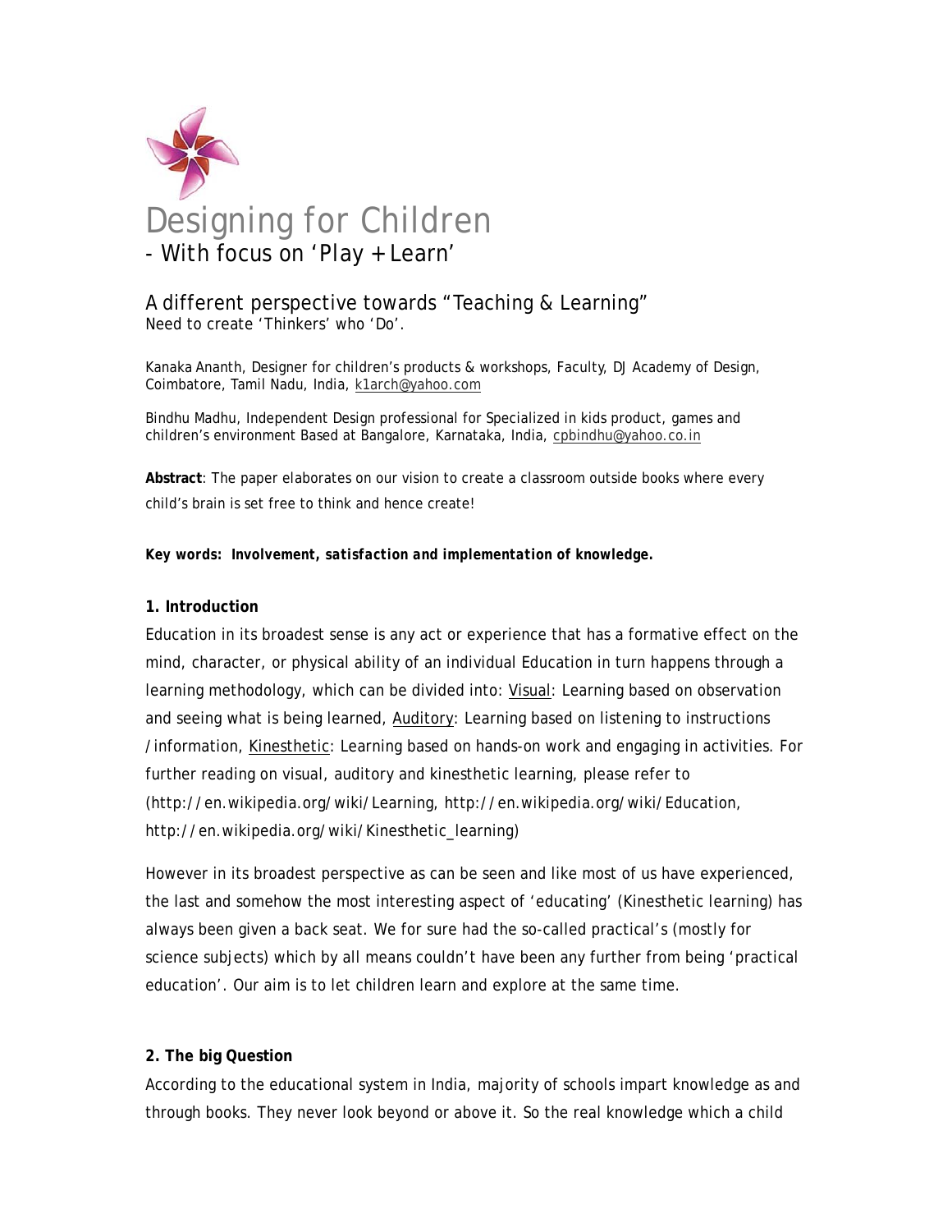# Designing for Children

## - With focus on 'Play + Learn'

### A different perspective towards "Teaching & Learning"

Need to create 'Thinkers' who 'Do'.

Kanaka Ananth, Designer for children's products & workshops, Faculty, DJ Academy of Design, Coimbatore, Tamil Nadu, India, k1arch@yahoo.com

Bindhu Madhu, Independent Design professional for Specialized in kids product, games and children's environment Based at Bangalore, Karnataka, India, cpbindhu@yahoo.co.in

**Abstract**: The paper elaborates on our vision to create a classroom outside books where every child's brain is set free to think and hence create!

***Key words: Involvement, satisfaction and implementation of knowledge.***

**1. Introduction**

Education in its broadest sense is any act or experience that has a formative effect on the mind, character, or physical ability of an individual Education in turn happens through a learning methodology, which can be divided into: Visual: Learning based on observation and seeing what is being learned, Auditory: Learning based on listening to instructions /information, Kinesthetic: Learning based on hands-on work and engaging in activities. For further reading on visual, auditory and kinesthetic learning, please refer to (http://en.wikipedia.org/wiki/Learning, http://en.wikipedia.org/wiki/Education, http://en.wikipedia.org/wiki/Kinesthetic_learning)

However in its broadest perspective as can be seen and like most of us have experienced, the last and somehow the most interesting aspect of 'educating' (Kinesthetic learning) has always been given a back seat. We for sure had the so-called practical's (mostly for science subjects) which by all means couldn't have been any further from being 'practical education'. Our aim is to let children learn and explore at the same time.

**2. The big Question**

According to the educational system in India, majority of schools impart knowledge as and through books. They never look beyond or above it. So the real knowledge which a child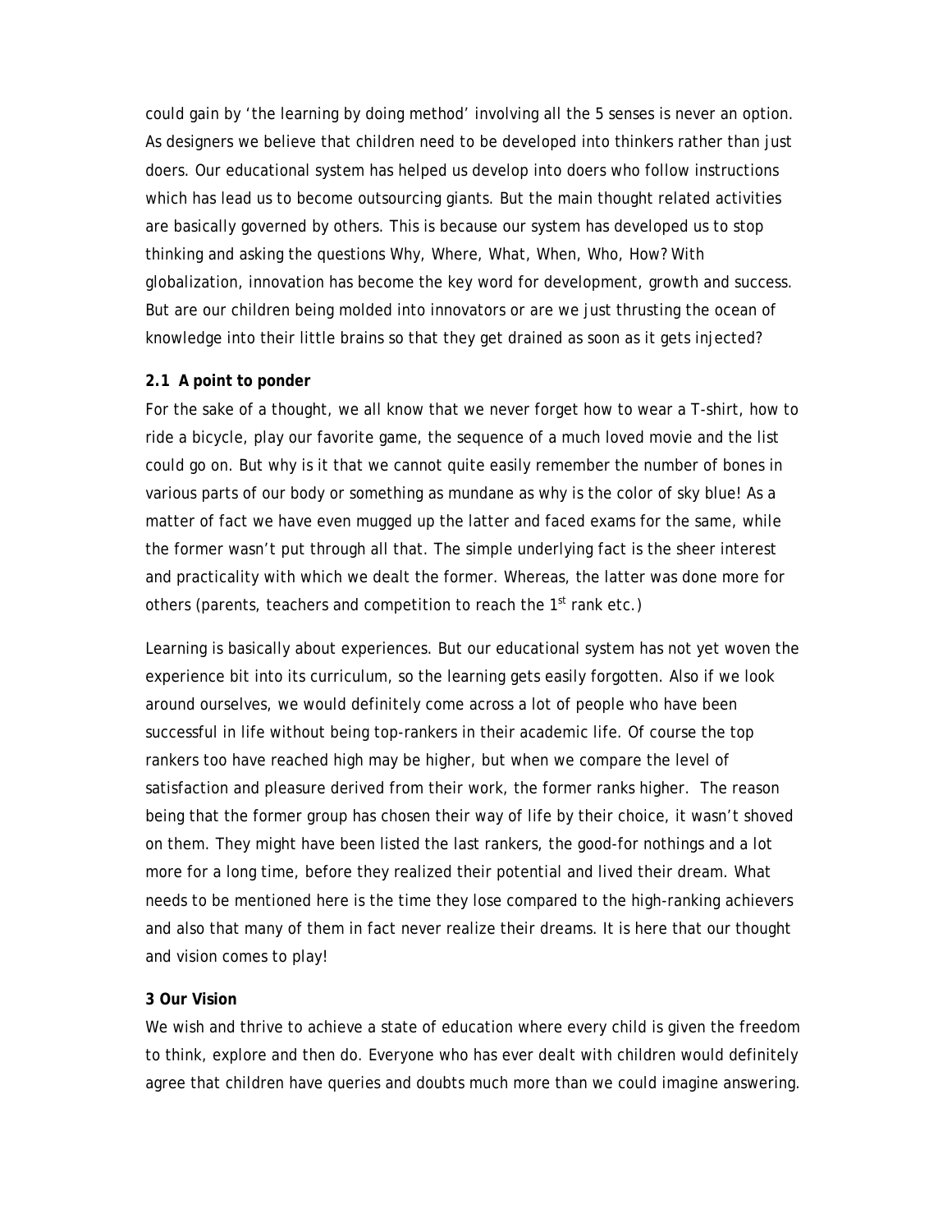could gain by 'the learning by doing method' involving all the 5 senses is never an option. As designers we believe that children need to be developed into thinkers rather than just doers. Our educational system has helped us develop into doers who follow instructions which has lead us to become outsourcing giants. But the main thought related activities are basically governed by others. This is because our system has developed us to stop thinking and asking the questions Why, Where, What, When, Who, How? With globalization, innovation has become the key word for development, growth and success. But are our children being molded into innovators or are we just thrusting the ocean of knowledge into their little brains so that they get drained as soon as it gets injected?

**2.1 A point to ponder**

For the sake of a thought, we all know that we never forget how to wear a T-shirt, how to ride a bicycle, play our favorite game, the sequence of a much loved movie and the list could go on. But why is it that we cannot quite easily remember the number of bones in various parts of our body or something as mundane as why is the color of sky blue! As a matter of fact we have even mugged up the latter and faced exams for the same, while the former wasn't put through all that. The simple underlying fact is the sheer interest and practicality with which we dealt the former. Whereas, the latter was done more for others (parents, teachers and competition to reach the 1st rank etc.)

Learning is basically about experiences. But our educational system has not yet woven the experience bit into its curriculum, so the learning gets easily forgotten. Also if we look around ourselves, we would definitely come across a lot of people who have been successful in life without being top-rankers in their academic life. Of course the top rankers too have reached high may be higher, but when we compare the level of satisfaction and pleasure derived from their work, the former ranks higher. The reason being that the former group has chosen their way of life by their choice, it wasn't shoved on them. They might have been listed the last rankers, the good-for nothings and a lot more for a long time, before they realized their potential and lived their dream. What needs to be mentioned here is the time they lose compared to the high-ranking achievers and also that many of them in fact never realize their dreams. It is here that our thought and vision comes to play!

**3 Our Vision**

We wish and thrive to achieve a state of education where every child is given the freedom to think, explore and then do. Everyone who has ever dealt with children would definitely agree that children have queries and doubts much more than we could imagine answering.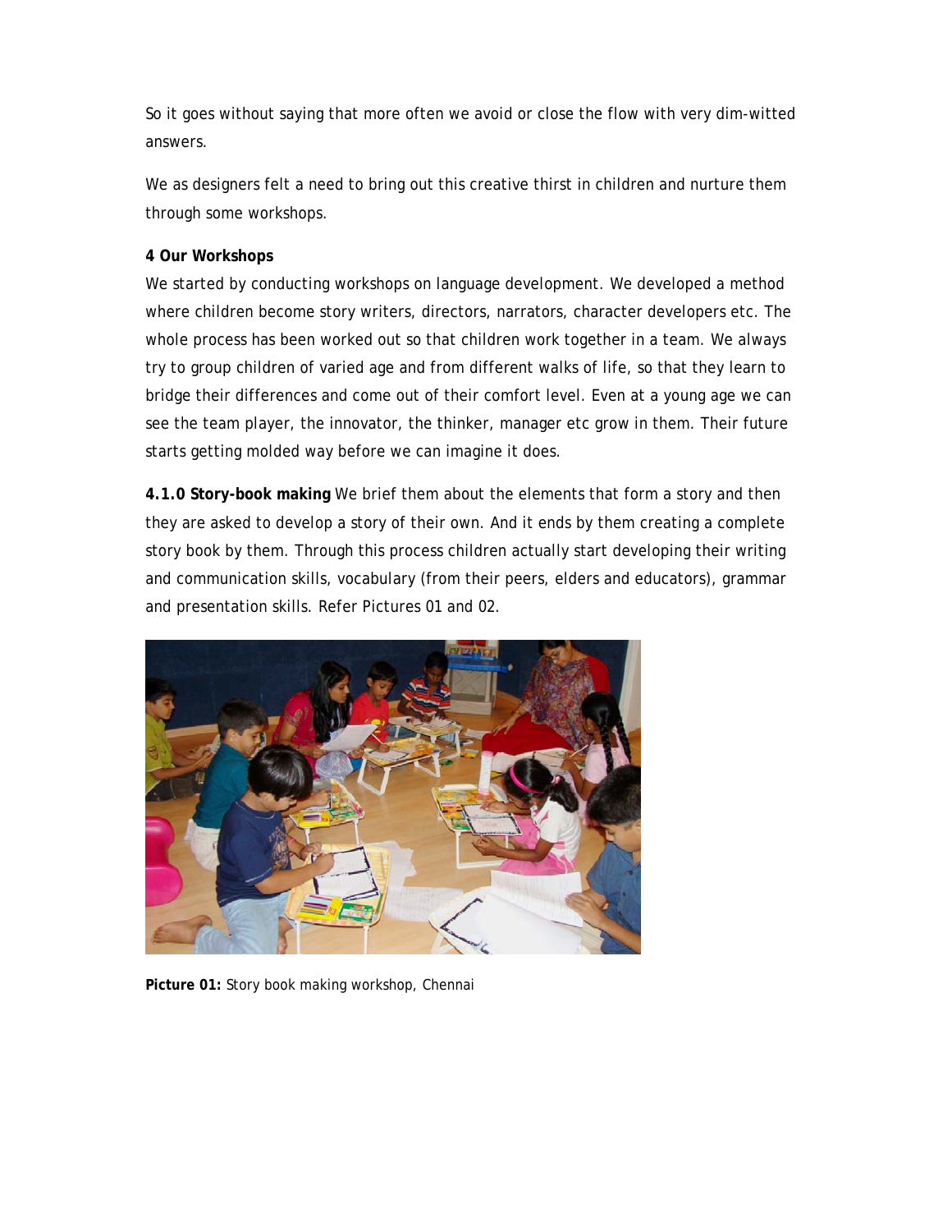So it goes without saying that more often we avoid or close the flow with very dim-witted answers.

We as designers felt a need to bring out this creative thirst in children and nurture them through some workshops.

### 4 Our Workshops

We started by conducting workshops on language development. We developed a method where children become story writers, directors, narrators, character developers etc. The whole process has been worked out so that children work together in a team. We always try to group children of varied age and from different walks of life, so that they learn to bridge their differences and come out of their comfort level. Even at a young age we can see the team player, the innovator, the thinker, manager etc grow in them. Their future starts getting molded way before we can imagine it does.

**4.1.0 Story-book making** We brief them about the elements that form a story and then they are asked to develop a story of their own. And it ends by them creating a complete story book by them. Through this process children actually start developing their writing and communication skills, vocabulary (from their peers, elders and educators), grammar and presentation skills. Refer Pictures 01 and 02.

**Picture 01:** Story book making workshop, Chennai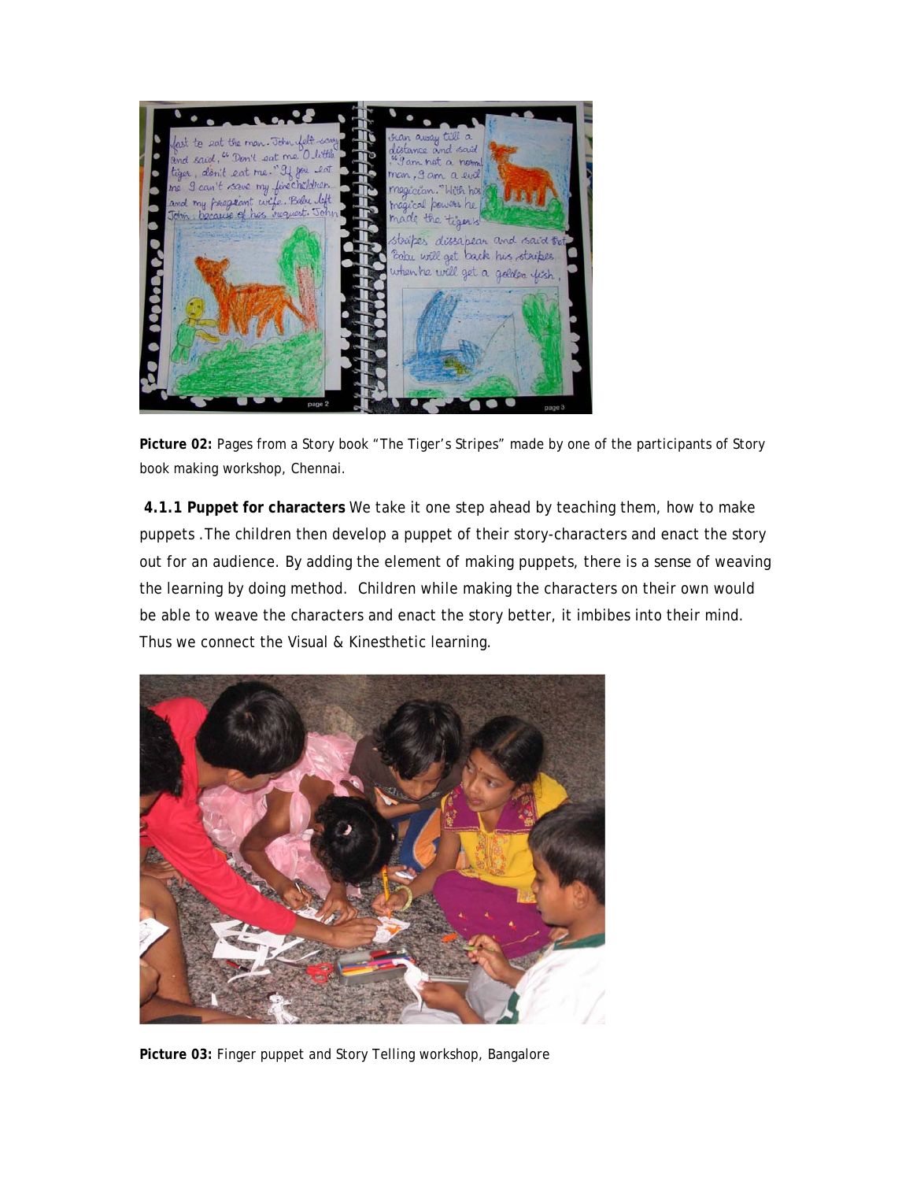**Picture 02:** Pages from a Story book "The Tiger's Stripes" made by one of the participants of Story book making workshop, Chennai.

**4.1.1 Puppet for characters** We take it one step ahead by teaching them, how to make puppets .The children then develop a puppet of their story-characters and enact the story out for an audience. By adding the element of making puppets, there is a sense of weaving the learning by doing method. Children while making the characters on their own would be able to weave the characters and enact the story better, it imbibes into their mind. Thus we connect the Visual & Kinesthetic learning.

**Picture 03:** Finger puppet and Story Telling workshop, Bangalore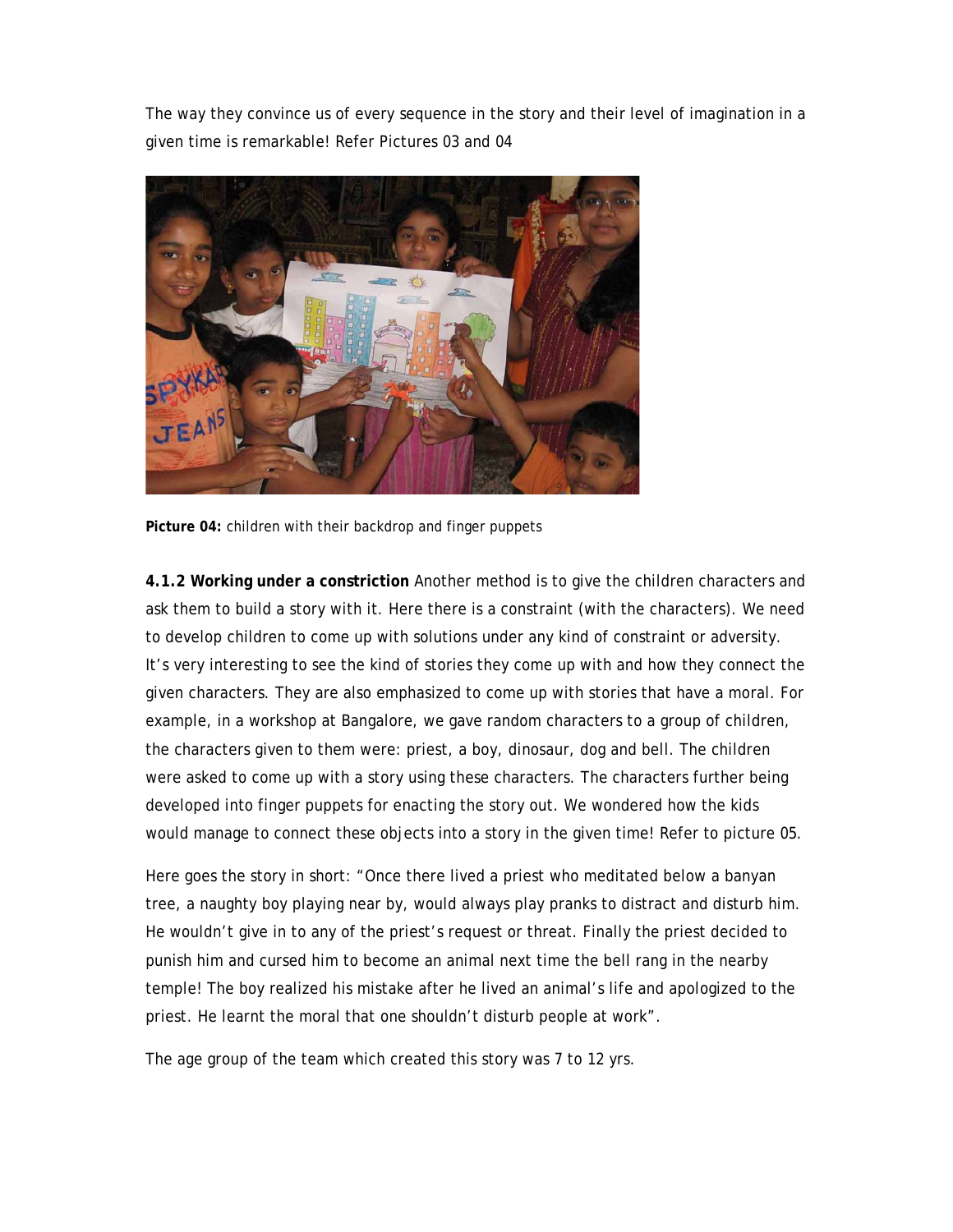The way they convince us of every sequence in the story and their level of imagination in a given time is remarkable! Refer Pictures 03 and 04

**Picture 04:** children with their backdrop and finger puppets

**4.1.2 Working under a constriction** Another method is to give the children characters and ask them to build a story with it. Here there is a constraint (with the characters). We need to develop children to come up with solutions under any kind of constraint or adversity. It's very interesting to see the kind of stories they come up with and how they connect the given characters. They are also emphasized to come up with stories that have a moral. For example, in a workshop at Bangalore, we gave random characters to a group of children, the characters given to them were: priest, a boy, dinosaur, dog and bell. The children were asked to come up with a story using these characters. The characters further being developed into finger puppets for enacting the story out. We wondered how the kids would manage to connect these objects into a story in the given time! Refer to picture 05.

Here goes the story in short: "Once there lived a priest who meditated below a banyan tree, a naughty boy playing near by, would always play pranks to distract and disturb him. He wouldn't give in to any of the priest's request or threat. Finally the priest decided to punish him and cursed him to become an animal next time the bell rang in the nearby temple! The boy realized his mistake after he lived an animal's life and apologized to the priest. He learnt the moral that one shouldn't disturb people at work".

The age group of the team which created this story was 7 to 12 yrs.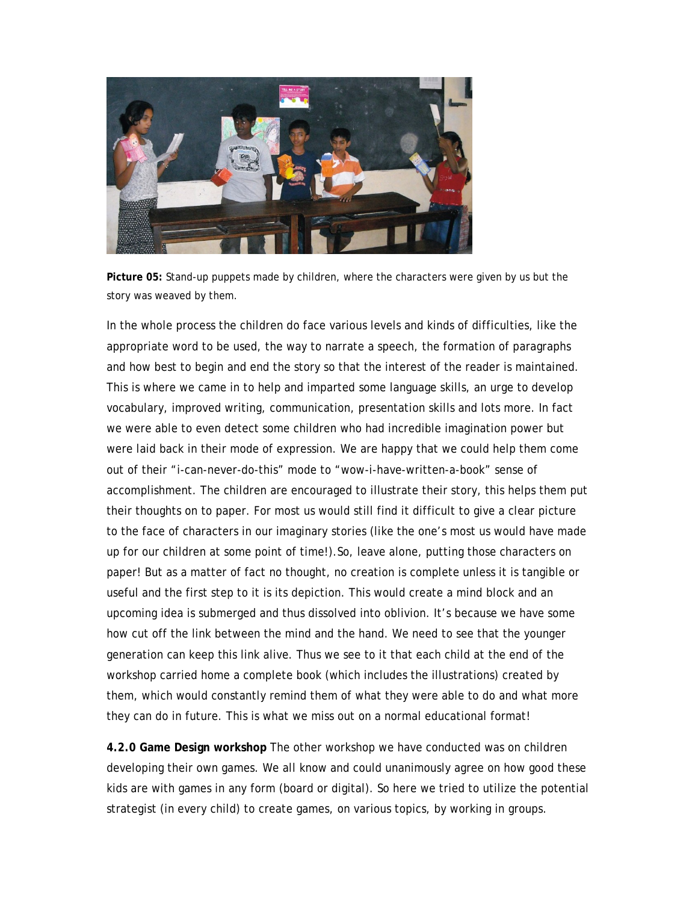**Picture 05:** Stand-up puppets made by children, where the characters were given by us but the story was weaved by them.

In the whole process the children do face various levels and kinds of difficulties, like the appropriate word to be used, the way to narrate a speech, the formation of paragraphs and how best to begin and end the story so that the interest of the reader is maintained. This is where we came in to help and imparted some language skills, an urge to develop vocabulary, improved writing, communication, presentation skills and lots more. In fact we were able to even detect some children who had incredible imagination power but were laid back in their mode of expression. We are happy that we could help them come out of their "i-can-never-do-this" mode to "wow-i-have-written-a-book" sense of accomplishment. The children are encouraged to illustrate their story, this helps them put their thoughts on to paper. For most us would still find it difficult to give a clear picture to the face of characters in our imaginary stories (like the one's most us would have made up for our children at some point of time!).So, leave alone, putting those characters on paper! But as a matter of fact no thought, no creation is complete unless it is tangible or useful and the first step to it is its depiction. This would create a mind block and an upcoming idea is submerged and thus dissolved into oblivion. It's because we have some how cut off the link between the mind and the hand. We need to see that the younger generation can keep this link alive. Thus we see to it that each child at the end of the workshop carried home a complete book (which includes the illustrations) created by them, which would constantly remind them of what they were able to do and what more they can do in future. This is what we miss out on a normal educational format!

**4.2.0 Game Design workshop** The other workshop we have conducted was on children developing their own games. We all know and could unanimously agree on how good these kids are with games in any form (board or digital). So here we tried to utilize the potential strategist (in every child) to create games, on various topics, by working in groups.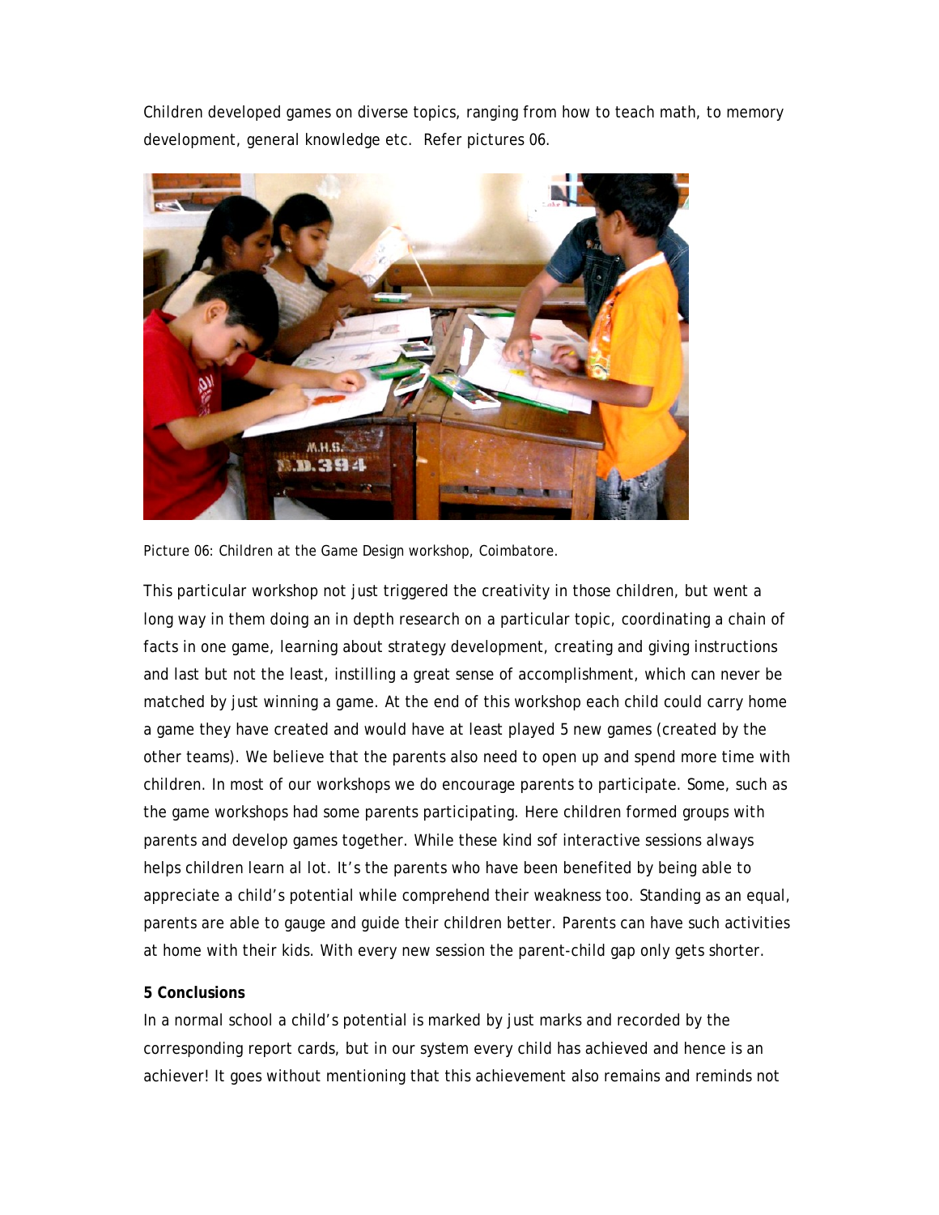Children developed games on diverse topics, ranging from how to teach math, to memory development, general knowledge etc. Refer pictures 06.

Picture 06: Children at the Game Design workshop, Coimbatore.

This particular workshop not just triggered the creativity in those children, but went a long way in them doing an in depth research on a particular topic, coordinating a chain of facts in one game, learning about strategy development, creating and giving instructions and last but not the least, instilling a great sense of accomplishment, which can never be matched by just winning a game. At the end of this workshop each child could carry home a game they have created and would have at least played 5 new games (created by the other teams). We believe that the parents also need to open up and spend more time with children. In most of our workshops we do encourage parents to participate. Some, such as the game workshops had some parents participating. Here children formed groups with parents and develop games together. While these kind sof interactive sessions always helps children learn al lot. It's the parents who have been benefited by being able to appreciate a child's potential while comprehend their weakness too. Standing as an equal, parents are able to gauge and guide their children better. Parents can have such activities at home with their kids. With every new session the parent-child gap only gets shorter.

**5 Conclusions**

In a normal school a child's potential is marked by just marks and recorded by the corresponding report cards, but in our system every child has achieved and hence is an achiever! It goes without mentioning that this achievement also remains and reminds not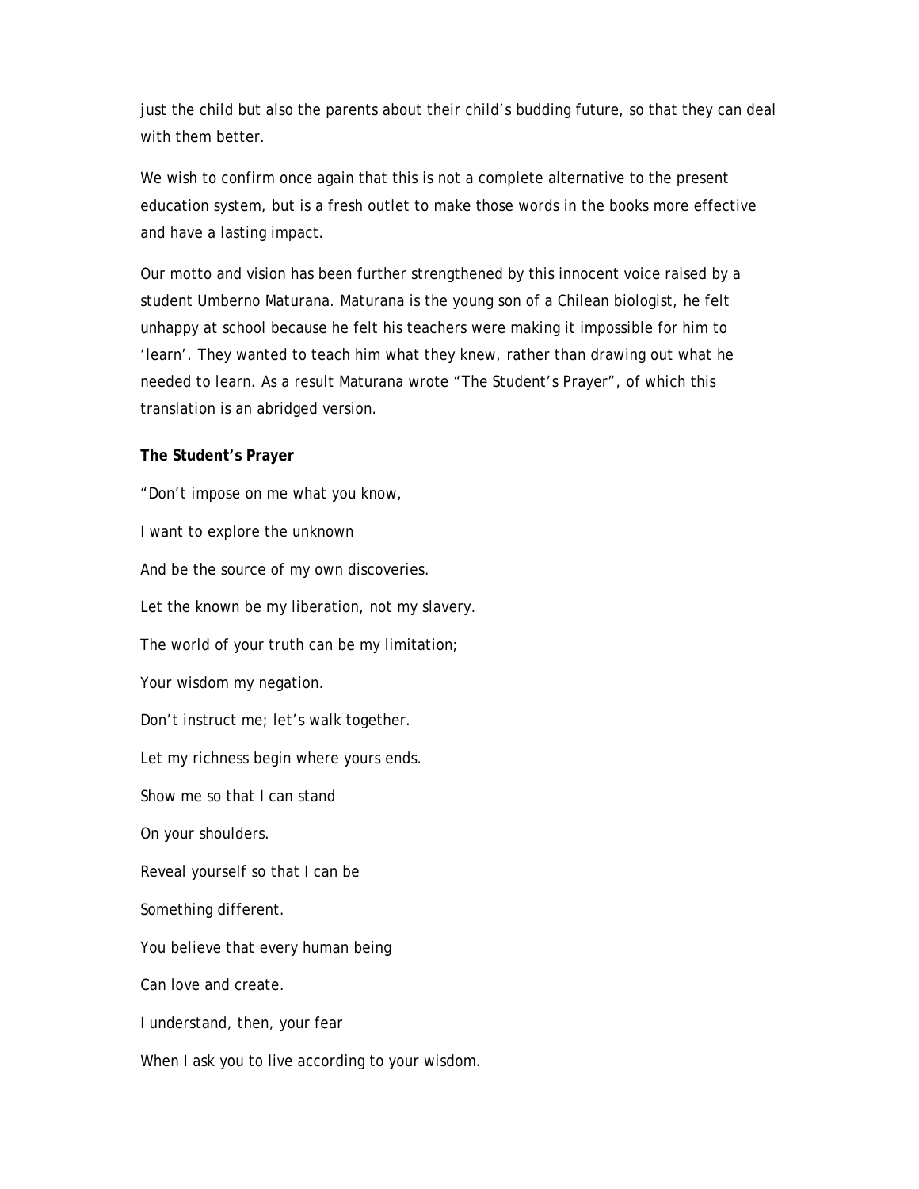just the child but also the parents about their child's budding future, so that they can deal with them better.

We wish to confirm once again that this is not a complete alternative to the present education system, but is a fresh outlet to make those words in the books more effective and have a lasting impact.

Our motto and vision has been further strengthened by this innocent voice raised by a student Umberno Maturana. Maturana is the young son of a Chilean biologist, he felt unhappy at school because he felt his teachers were making it impossible for him to 'learn'. They wanted to teach him what they knew, rather than drawing out what he needed to learn. As a result Maturana wrote "The Student's Prayer", of which this translation is an abridged version.

**The Student's Prayer**

"Don't impose on me what you know,

I want to explore the unknown

And be the source of my own discoveries.

Let the known be my liberation, not my slavery.

The world of your truth can be my limitation;

Your wisdom my negation.

Don't instruct me; let's walk together.

Let my richness begin where yours ends.

Show me so that I can stand

On your shoulders.

Reveal yourself so that I can be

Something different.

You believe that every human being

Can love and create.

I understand, then, your fear

When I ask you to live according to your wisdom.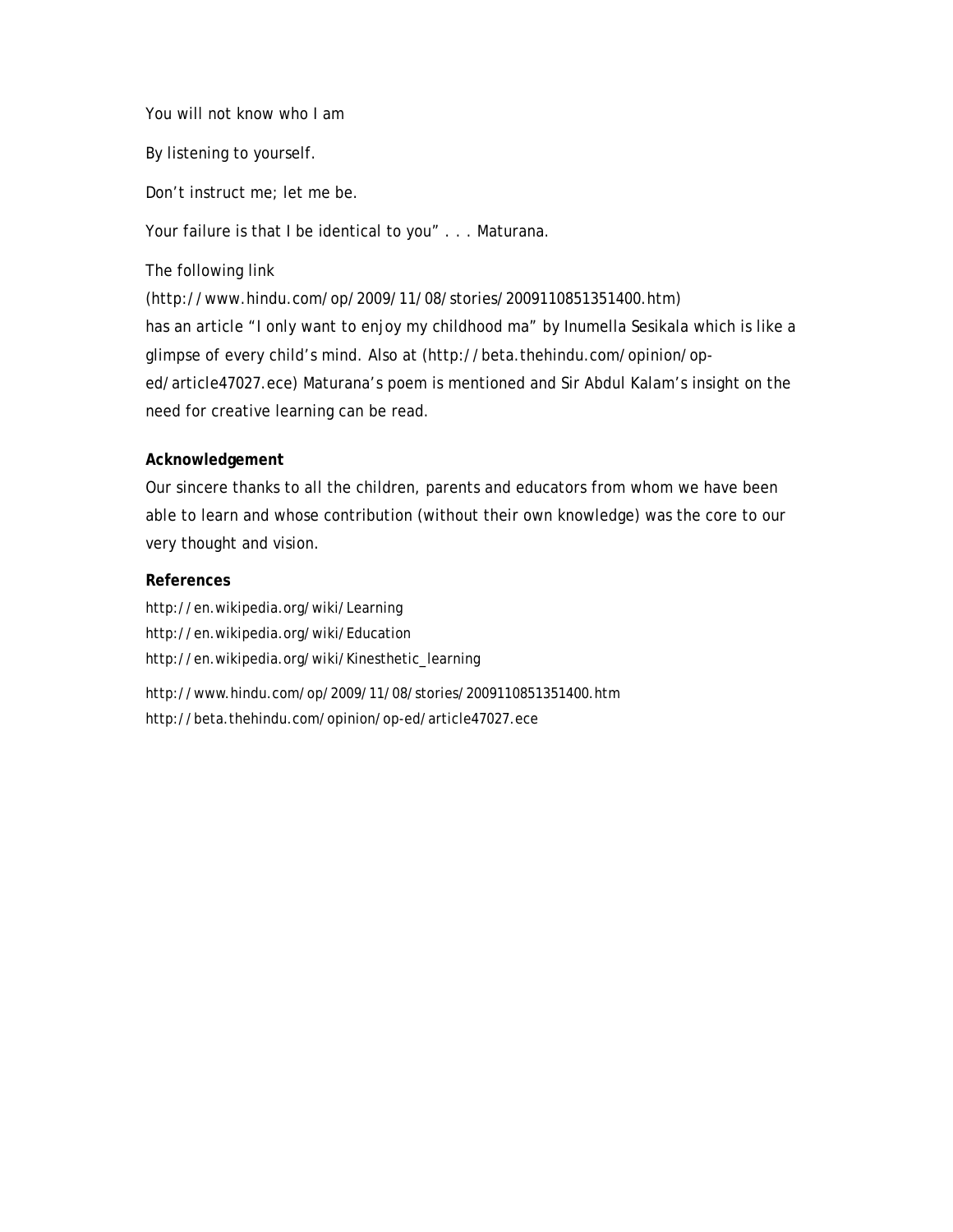You will not know who I am

By listening to yourself.

Don't instruct me; let me be.

Your failure is that I be identical to you" . . . Maturana.

The following link (http://www.hindu.com/op/2009/11/08/stories/2009110851351400.htm) has an article "I only want to enjoy my childhood ma" by Inumella Sesikala which is like a glimpse of every child's mind. Also at (http://beta.thehindu.com/opinion/op-ed/article47027.ece) Maturana's poem is mentioned and Sir Abdul Kalam's insight on the need for creative learning can be read.

**Acknowledgement**

Our sincere thanks to all the children, parents and educators from whom we have been able to learn and whose contribution (without their own knowledge) was the core to our very thought and vision.

**References**

http://en.wikipedia.org/wiki/Learning
http://en.wikipedia.org/wiki/Education
http://en.wikipedia.org/wiki/Kinesthetic_learning

http://www.hindu.com/op/2009/11/08/stories/2009110851351400.htm
http://beta.thehindu.com/opinion/op-ed/article47027.ece